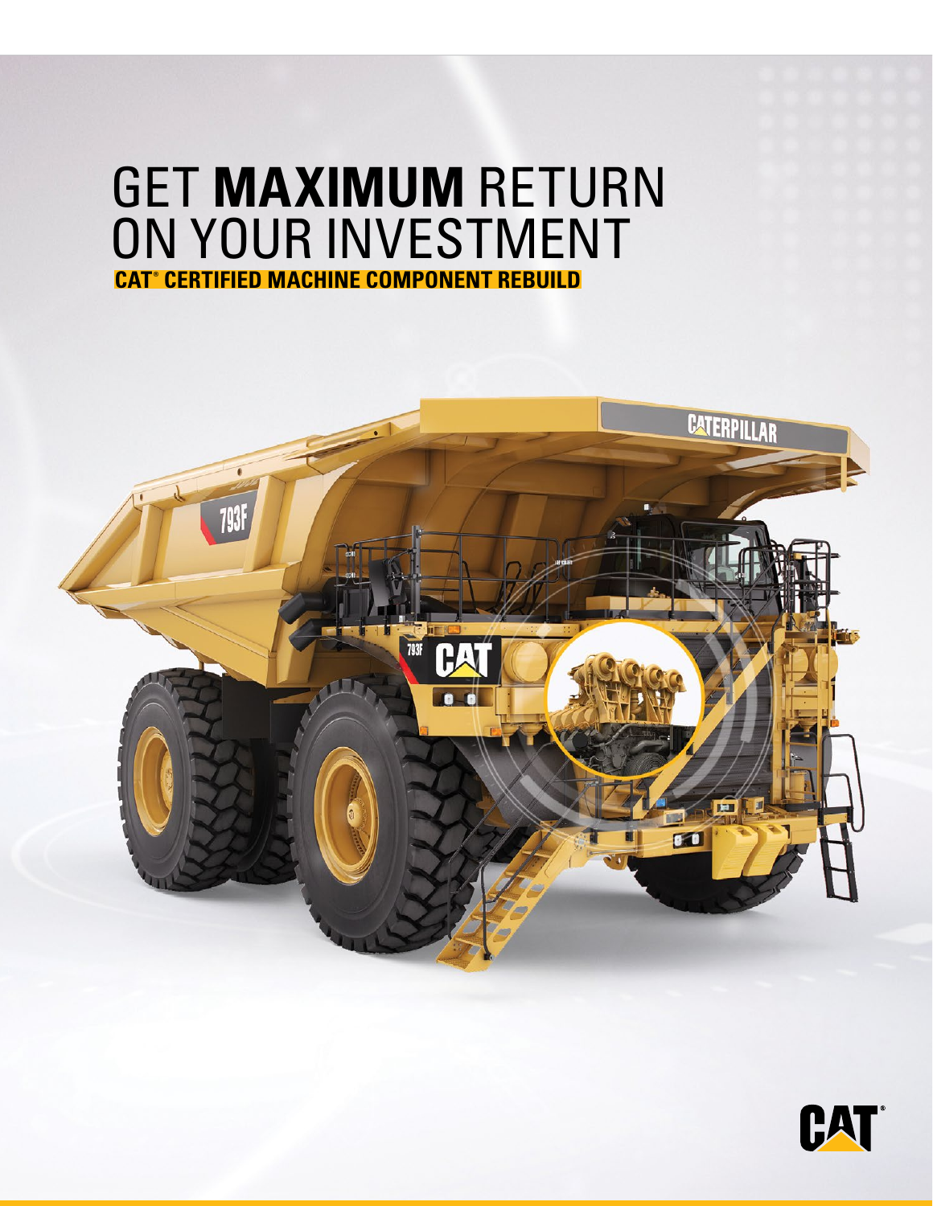# GET **MAXIMUM** RETURN ON YOUR INVESTMENT

## CAT® CERTIFIED MACHINE COMPONENT REBUILD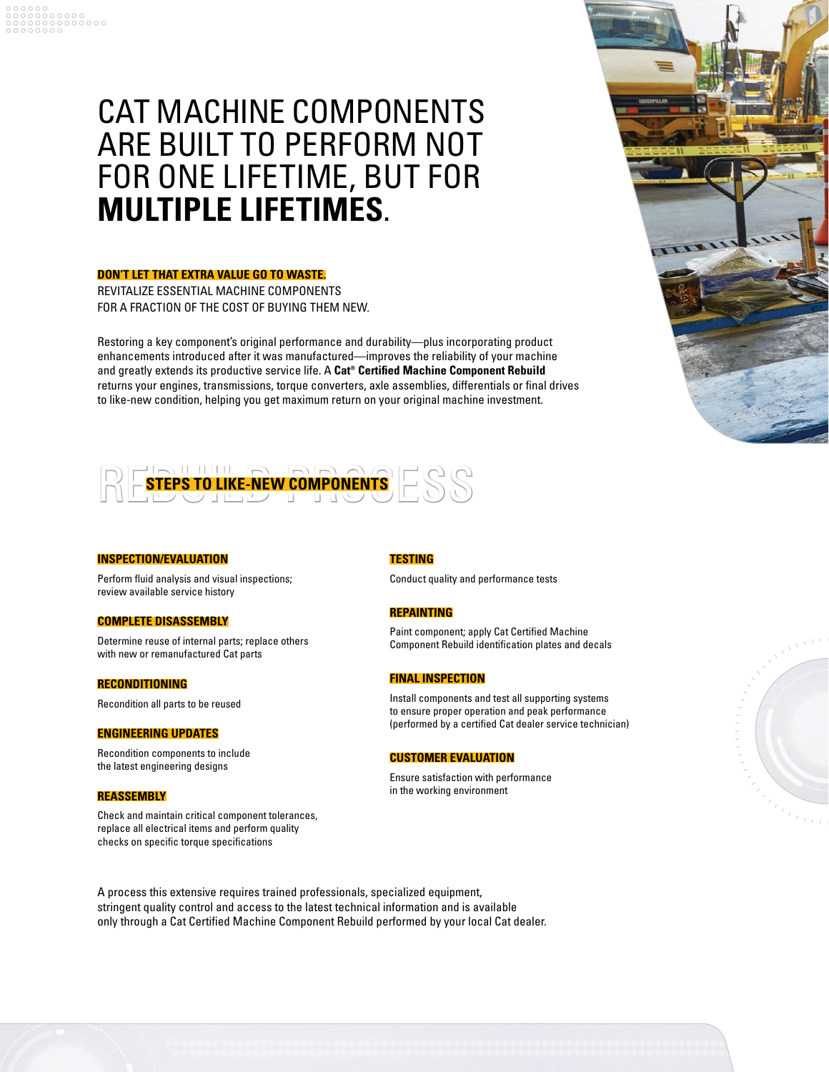# CAT MACHINE COMPONENTS ARE BUILT TO PERFORM NOT FOR ONE LIFETIME, BUT FOR **MULTIPLE LIFETIMES**.

**DON'T LET THAT EXTRA VALUE GO TO WASTE.**
REVITALIZE ESSENTIAL MACHINE COMPONENTS FOR A FRACTION OF THE COST OF BUYING THEM NEW.

Restoring a key component's original performance and durability—plus incorporating product enhancements introduced after it was manufactured—improves the reliability of your machine and greatly extends its productive service life. A **Cat® Certified Machine Component Rebuild** returns your engines, transmissions, torque converters, axle assemblies, differentials or final drives to like-new condition, helping you get maximum return on your original machine investment.

## REBUILD PROCESS

### STEPS TO LIKE-NEW COMPONENTS

**INSPECTION/EVALUATION**

Perform fluid analysis and visual inspections; review available service history

**COMPLETE DISASSEMBLY**

Determine reuse of internal parts; replace others with new or remanufactured Cat parts

**RECONDITIONING**

Recondition all parts to be reused

**ENGINEERING UPDATES**

Recondition components to include the latest engineering designs

**REASSEMBLY**

Check and maintain critical component tolerances, replace all electrical items and perform quality checks on specific torque specifications

**TESTING**

Conduct quality and performance tests

**REPAINTING**

Paint component; apply Cat Certified Machine Component Rebuild identification plates and decals

**FINAL INSPECTION**

Install components and test all supporting systems to ensure proper operation and peak performance (performed by a certified Cat dealer service technician)

**CUSTOMER EVALUATION**

Ensure satisfaction with performance in the working environment

A process this extensive requires trained professionals, specialized equipment, stringent quality control and access to the latest technical information and is available only through a Cat Certified Machine Component Rebuild performed by your local Cat dealer.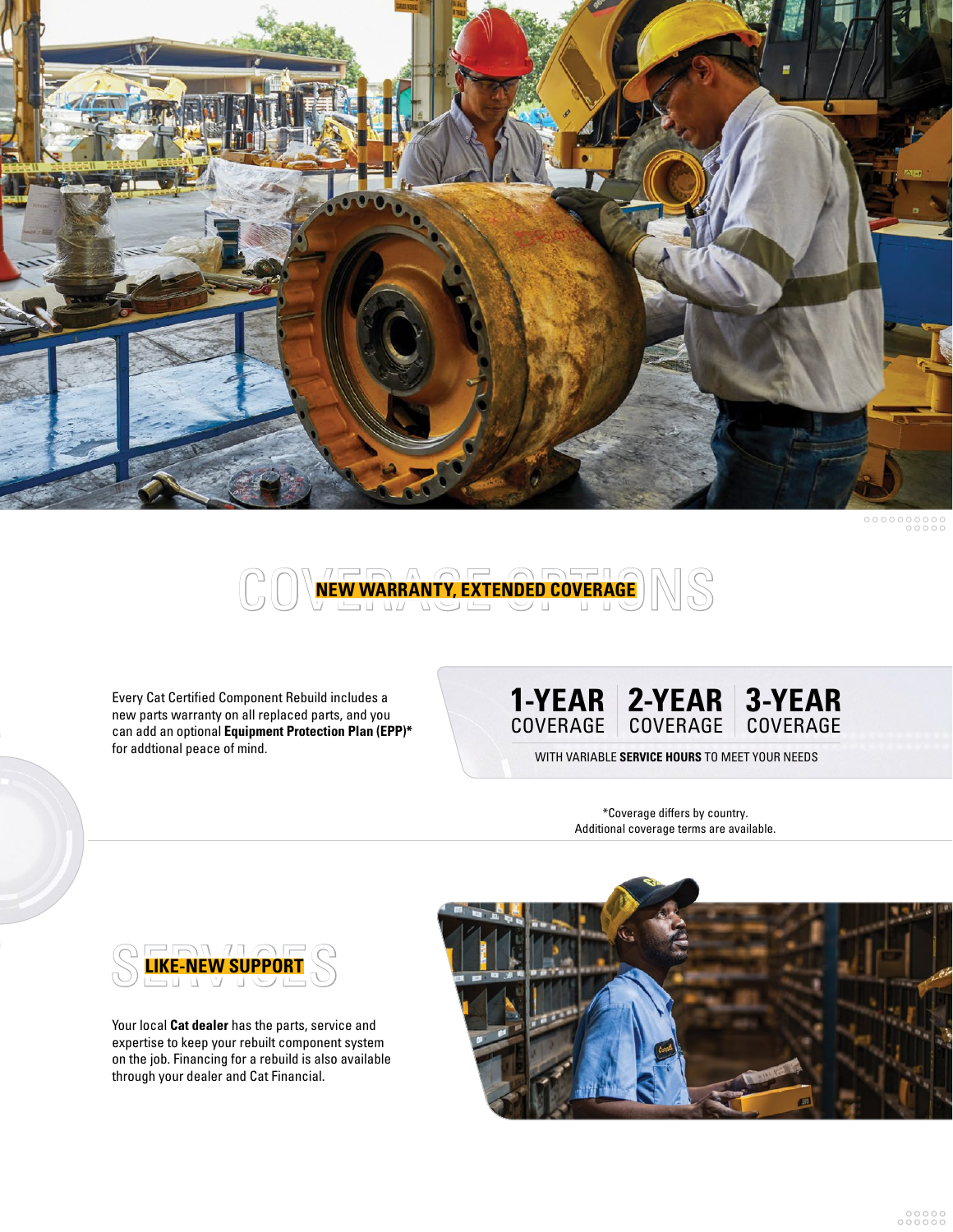## COVERAGE OPTIONS

### NEW WARRANTY, EXTENDED COVERAGE

Every Cat Certified Component Rebuild includes a new parts warranty on all replaced parts, and you can add an optional **Equipment Protection Plan (EPP)*** for addtional peace of mind.

**1-YEAR** COVERAGE | **2-YEAR** COVERAGE | **3-YEAR** COVERAGE

WITH VARIABLE **SERVICE HOURS** TO MEET YOUR NEEDS

*Coverage differs by country.
Additional coverage terms are available.

## SERVICES

### LIKE-NEW SUPPORT

Your local **Cat dealer** has the parts, service and expertise to keep your rebuilt component system on the job. Financing for a rebuild is also available through your dealer and Cat Financial.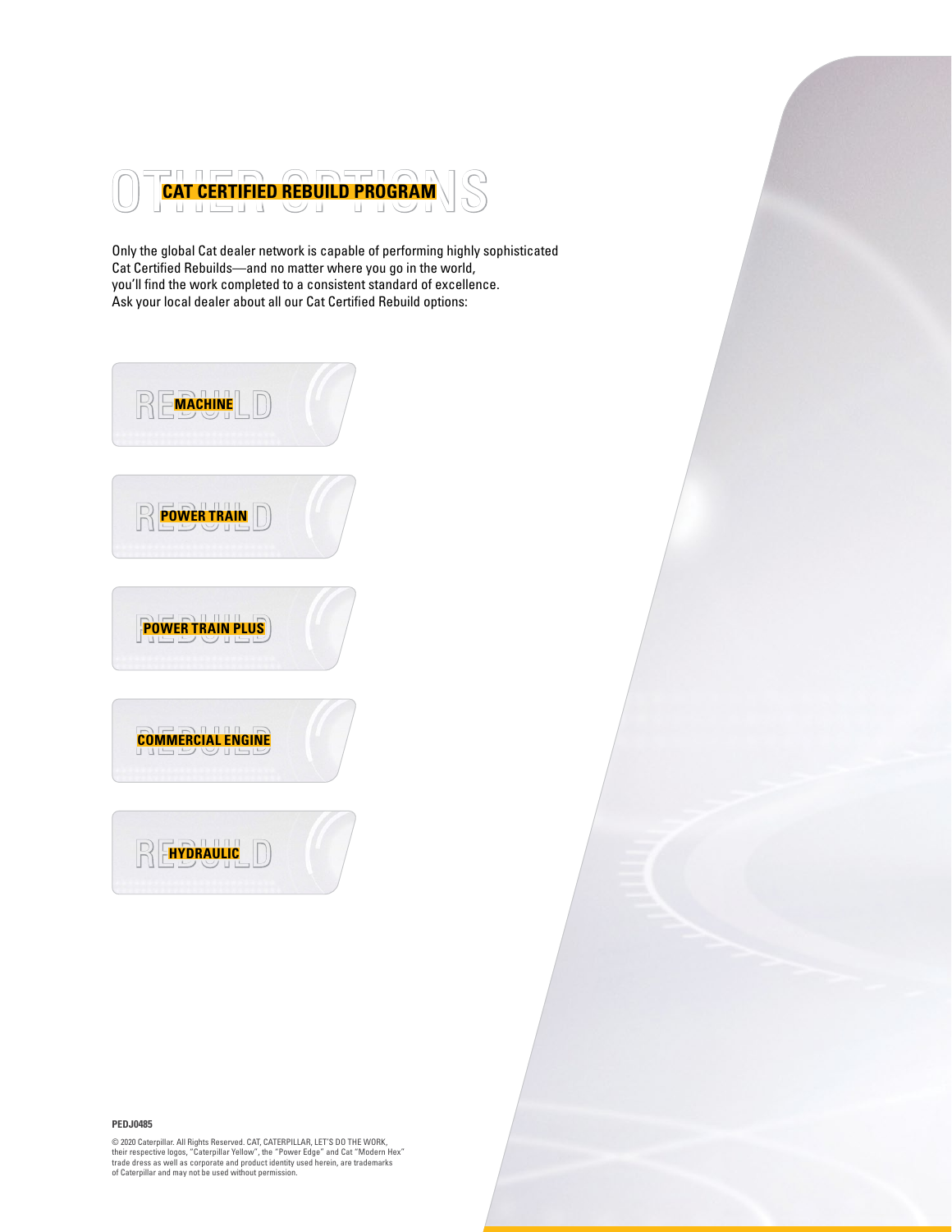# CAT CERTIFIED REBUILD PROGRAM

Only the global Cat dealer network is capable of performing highly sophisticated Cat Certified Rebuilds—and no matter where you go in the world, you'll find the work completed to a consistent standard of excellence. Ask your local dealer about all our Cat Certified Rebuild options:

**MACHINE**

**POWER TRAIN**

**POWER TRAIN PLUS**

**COMMERCIAL ENGINE**

**HYDRAULIC**

**PEDJ0485**

© 2020 Caterpillar. All Rights Reserved. CAT, CATERPILLAR, LET'S DO THE WORK, their respective logos, "Caterpillar Yellow", the "Power Edge" and Cat "Modern Hex" trade dress as well as corporate and product identity used herein, are trademarks of Caterpillar and may not be used without permission.